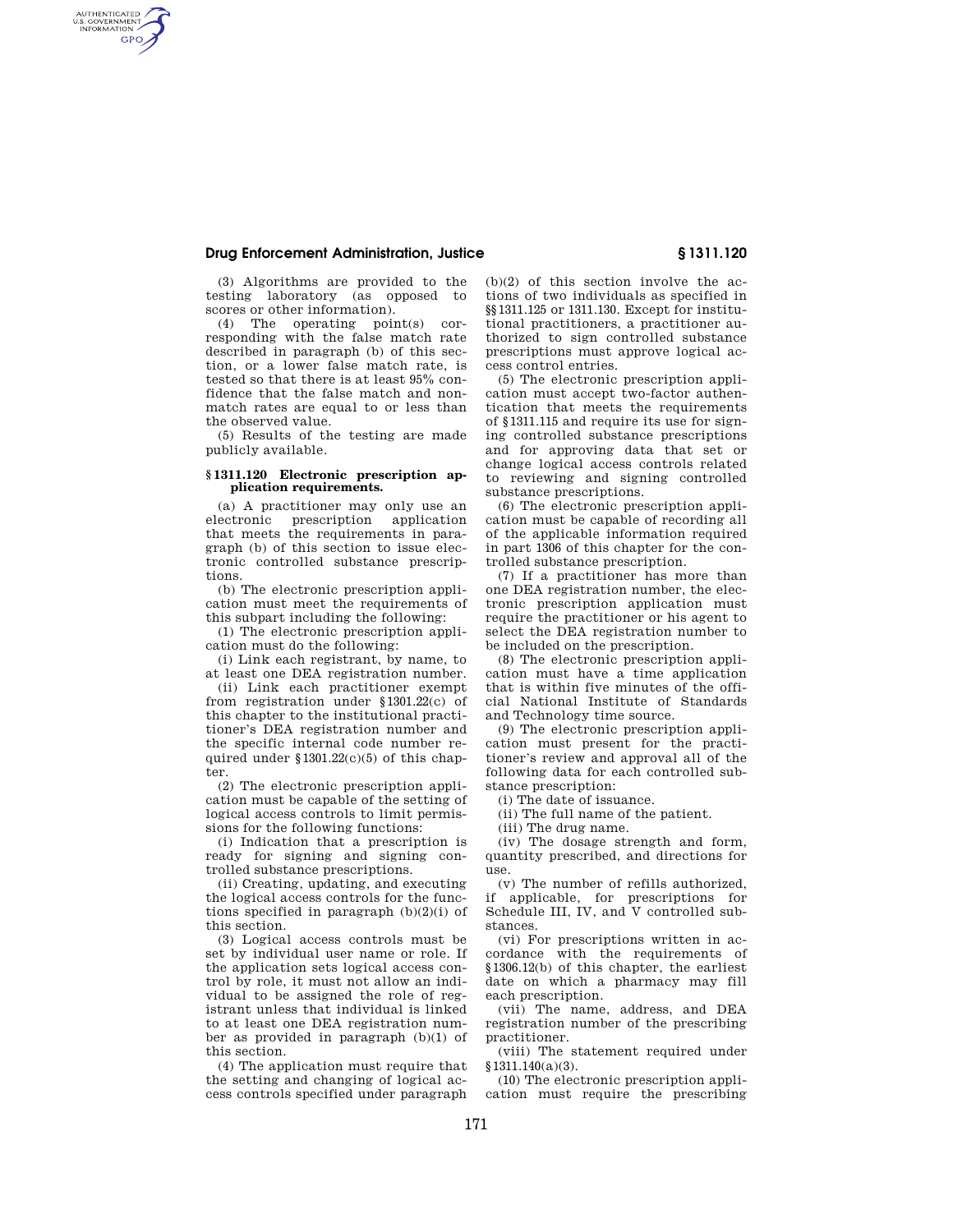(3) Algorithms are provided to the testing laboratory (as opposed to scores or other information).

(4) The operating point(s) corresponding with the false match rate described in paragraph (b) of this section, or a lower false match rate, is tested so that there is at least 95% confidence that the false match and nonmatch rates are equal to or less than the observed value.

(5) Results of the testing are made publicly available.

### § 1311.120 Electronic prescription application requirements.

(a) A practitioner may only use an electronic prescription application that meets the requirements in paragraph (b) of this section to issue electronic controlled substance prescriptions.

(b) The electronic prescription application must meet the requirements of this subpart including the following:

(1) The electronic prescription application must do the following:

(i) Link each registrant, by name, to at least one DEA registration number.

(ii) Link each practitioner exempt from registration under §1301.22(c) of this chapter to the institutional practitioner's DEA registration number and the specific internal code number required under §1301.22(c)(5) of this chapter.

(2) The electronic prescription application must be capable of the setting of logical access controls to limit permissions for the following functions:

(i) Indication that a prescription is ready for signing and signing controlled substance prescriptions.

(ii) Creating, updating, and executing the logical access controls for the functions specified in paragraph (b)(2)(i) of this section.

(3) Logical access controls must be set by individual user name or role. If the application sets logical access control by role, it must not allow an individual to be assigned the role of registrant unless that individual is linked to at least one DEA registration number as provided in paragraph (b)(1) of this section.

(4) The application must require that the setting and changing of logical access controls specified under paragraph (b)(2) of this section involve the actions of two individuals as specified in §§1311.125 or 1311.130. Except for institutional practitioners, a practitioner authorized to sign controlled substance prescriptions must approve logical access control entries.

(5) The electronic prescription application must accept two-factor authentication that meets the requirements of §1311.115 and require its use for signing controlled substance prescriptions and for approving data that set or change logical access controls related to reviewing and signing controlled substance prescriptions.

(6) The electronic prescription application must be capable of recording all of the applicable information required in part 1306 of this chapter for the controlled substance prescription.

(7) If a practitioner has more than one DEA registration number, the electronic prescription application must require the practitioner or his agent to select the DEA registration number to be included on the prescription.

(8) The electronic prescription application must have a time application that is within five minutes of the official National Institute of Standards and Technology time source.

(9) The electronic prescription application must present for the practitioner's review and approval all of the following data for each controlled substance prescription:

(i) The date of issuance.

(ii) The full name of the patient.

(iii) The drug name.

(iv) The dosage strength and form, quantity prescribed, and directions for use.

(v) The number of refills authorized, if applicable, for prescriptions for Schedule III, IV, and V controlled substances.

(vi) For prescriptions written in accordance with the requirements of §1306.12(b) of this chapter, the earliest date on which a pharmacy may fill each prescription.

(vii) The name, address, and DEA registration number of the prescribing practitioner.

(viii) The statement required under §1311.140(a)(3).

(10) The electronic prescription application must require the prescribing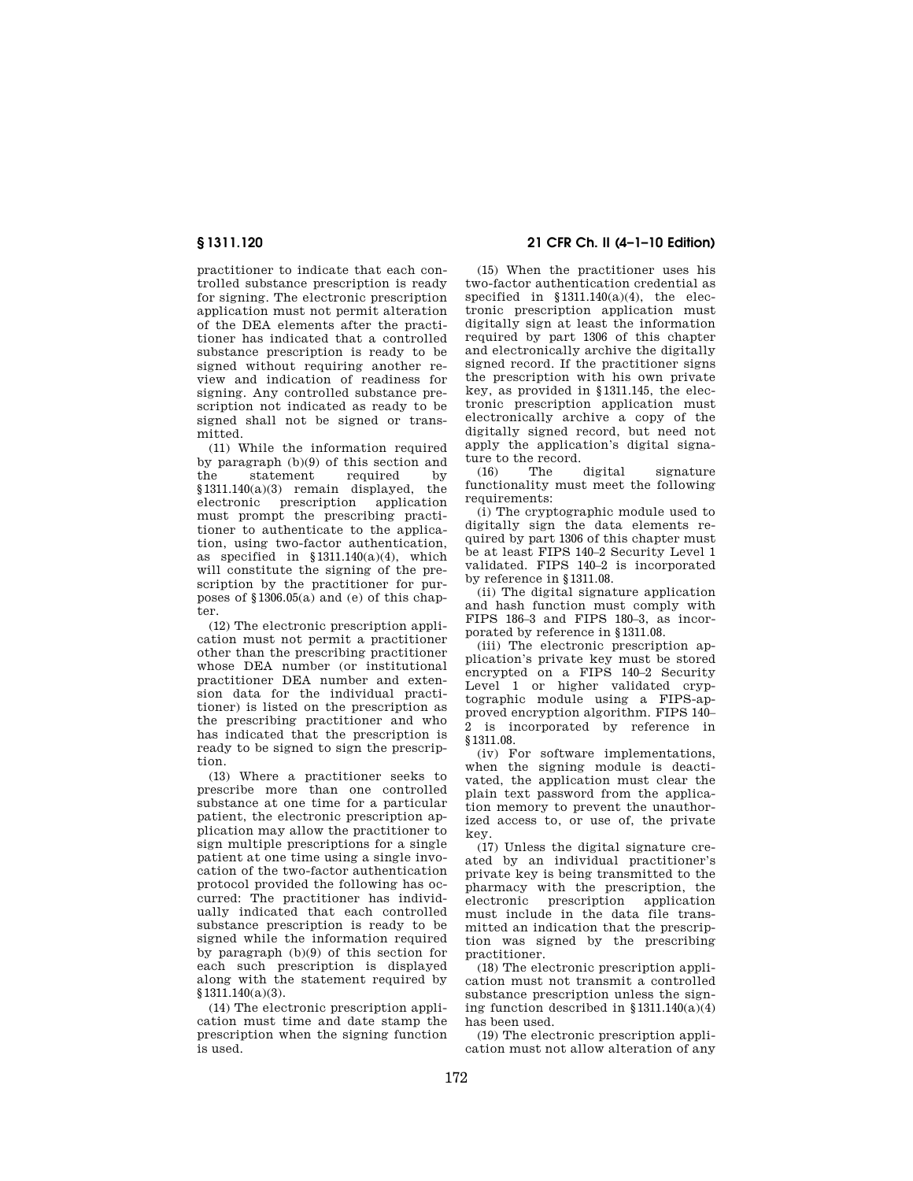practitioner to indicate that each controlled substance prescription is ready for signing. The electronic prescription application must not permit alteration of the DEA elements after the practitioner has indicated that a controlled substance prescription is ready to be signed without requiring another review and indication of readiness for signing. Any controlled substance prescription not indicated as ready to be signed shall not be signed or transmitted.

(11) While the information required by paragraph (b)(9) of this section and the statement required by §1311.140(a)(3) remain displayed, the electronic prescription application must prompt the prescribing practitioner to authenticate to the application, using two-factor authentication, as specified in §1311.140(a)(4), which will constitute the signing of the prescription by the practitioner for purposes of §1306.05(a) and (e) of this chapter.

(12) The electronic prescription application must not permit a practitioner other than the prescribing practitioner whose DEA number (or institutional practitioner DEA number and extension data for the individual practitioner) is listed on the prescription as the prescribing practitioner and who has indicated that the prescription is ready to be signed to sign the prescription.

(13) Where a practitioner seeks to prescribe more than one controlled substance at one time for a particular patient, the electronic prescription application may allow the practitioner to sign multiple prescriptions for a single patient at one time using a single invocation of the two-factor authentication protocol provided the following has occurred: The practitioner has individually indicated that each controlled substance prescription is ready to be signed while the information required by paragraph (b)(9) of this section for each such prescription is displayed along with the statement required by §1311.140(a)(3).

(14) The electronic prescription application must time and date stamp the prescription when the signing function is used.

(15) When the practitioner uses his two-factor authentication credential as specified in §1311.140(a)(4), the electronic prescription application must digitally sign at least the information required by part 1306 of this chapter and electronically archive the digitally signed record. If the practitioner signs the prescription with his own private key, as provided in §1311.145, the electronic prescription application must electronically archive a copy of the digitally signed record, but need not apply the application's digital signature to the record.

(16) The digital signature functionality must meet the following requirements:

(i) The cryptographic module used to digitally sign the data elements required by part 1306 of this chapter must be at least FIPS 140–2 Security Level 1 validated. FIPS 140–2 is incorporated by reference in §1311.08.

(ii) The digital signature application and hash function must comply with FIPS 186–3 and FIPS 180–3, as incorporated by reference in §1311.08.

(iii) The electronic prescription application's private key must be stored encrypted on a FIPS 140–2 Security Level 1 or higher validated cryptographic module using a FIPS-approved encryption algorithm. FIPS 140–2 is incorporated by reference in §1311.08.

(iv) For software implementations, when the signing module is deactivated, the application must clear the plain text password from the application memory to prevent the unauthorized access to, or use of, the private key.

(17) Unless the digital signature created by an individual practitioner's private key is being transmitted to the pharmacy with the prescription, the electronic prescription application must include in the data file transmitted an indication that the prescription was signed by the prescribing practitioner.

(18) The electronic prescription application must not transmit a controlled substance prescription unless the signing function described in §1311.140(a)(4) has been used.

(19) The electronic prescription application must not allow alteration of any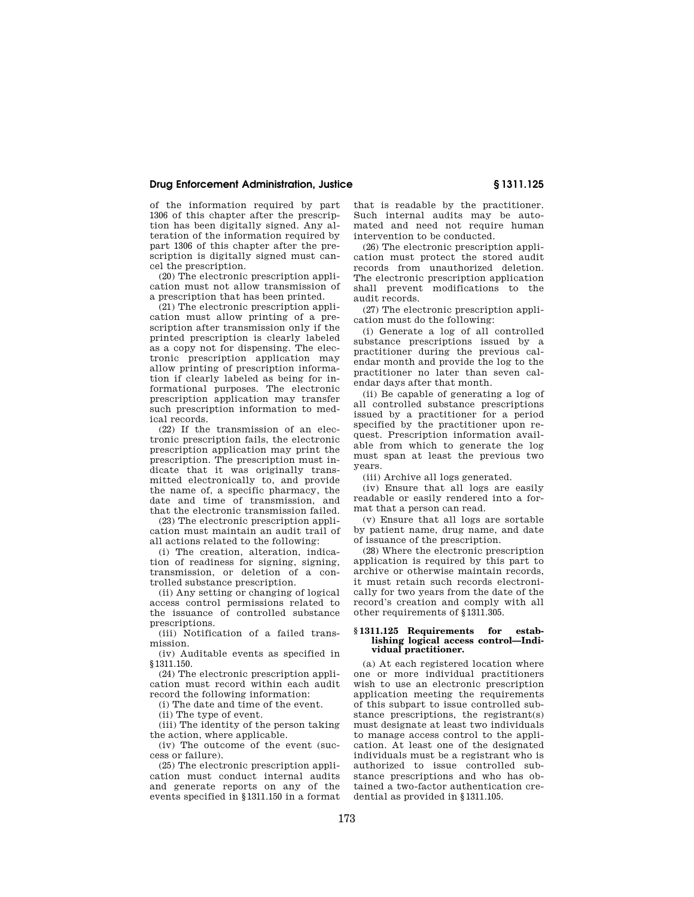of the information required by part 1306 of this chapter after the prescription has been digitally signed. Any alteration of the information required by part 1306 of this chapter after the prescription is digitally signed must cancel the prescription.

(20) The electronic prescription application must not allow transmission of a prescription that has been printed.

(21) The electronic prescription application must allow printing of a prescription after transmission only if the printed prescription is clearly labeled as a copy not for dispensing. The electronic prescription application may allow printing of prescription information if clearly labeled as being for informational purposes. The electronic prescription application may transfer such prescription information to medical records.

(22) If the transmission of an electronic prescription fails, the electronic prescription application may print the prescription. The prescription must indicate that it was originally transmitted electronically to, and provide the name of, a specific pharmacy, the date and time of transmission, and that the electronic transmission failed.

(23) The electronic prescription application must maintain an audit trail of all actions related to the following:

(i) The creation, alteration, indication of readiness for signing, signing, transmission, or deletion of a controlled substance prescription.

(ii) Any setting or changing of logical access control permissions related to the issuance of controlled substance prescriptions.

(iii) Notification of a failed transmission.

(iv) Auditable events as specified in §1311.150.

(24) The electronic prescription application must record within each audit record the following information:

(i) The date and time of the event.

(ii) The type of event.

(iii) The identity of the person taking the action, where applicable.

(iv) The outcome of the event (success or failure).

(25) The electronic prescription application must conduct internal audits and generate reports on any of the events specified in §1311.150 in a format that is readable by the practitioner. Such internal audits may be automated and need not require human intervention to be conducted.

(26) The electronic prescription application must protect the stored audit records from unauthorized deletion. The electronic prescription application shall prevent modifications to the audit records.

(27) The electronic prescription application must do the following:

(i) Generate a log of all controlled substance prescriptions issued by a practitioner during the previous calendar month and provide the log to the practitioner no later than seven calendar days after that month.

(ii) Be capable of generating a log of all controlled substance prescriptions issued by a practitioner for a period specified by the practitioner upon request. Prescription information available from which to generate the log must span at least the previous two years.

(iii) Archive all logs generated.

(iv) Ensure that all logs are easily readable or easily rendered into a format that a person can read.

(v) Ensure that all logs are sortable by patient name, drug name, and date of issuance of the prescription.

(28) Where the electronic prescription application is required by this part to archive or otherwise maintain records, it must retain such records electronically for two years from the date of the record's creation and comply with all other requirements of §1311.305.

### §1311.125 Requirements for establishing logical access control—Individual practitioner.

(a) At each registered location where one or more individual practitioners wish to use an electronic prescription application meeting the requirements of this subpart to issue controlled substance prescriptions, the registrant(s) must designate at least two individuals to manage access control to the application. At least one of the designated individuals must be a registrant who is authorized to issue controlled substance prescriptions and who has obtained a two-factor authentication credential as provided in §1311.105.